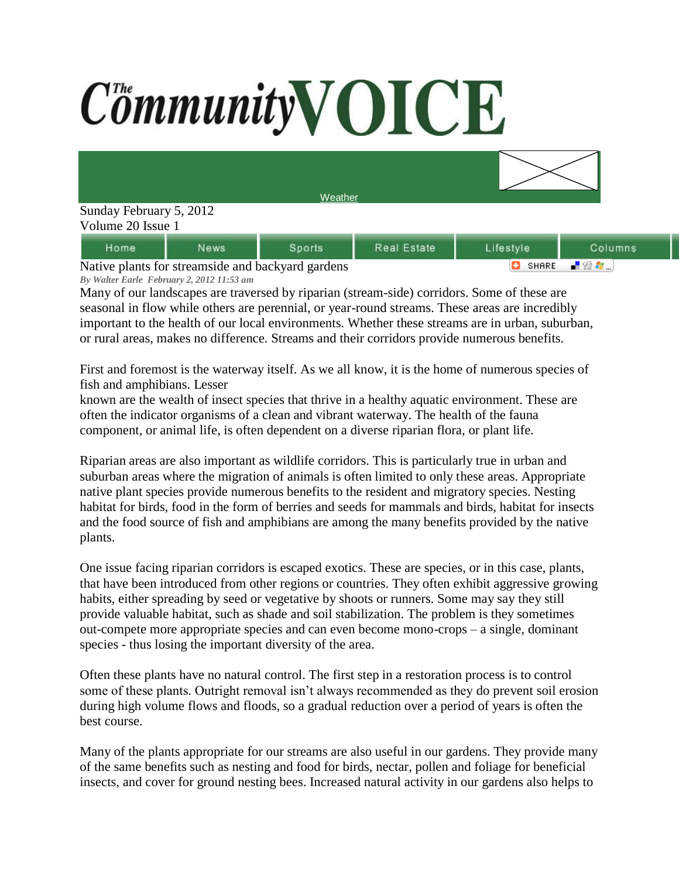# The Community VOICE

Weather

Sunday February 5, 2012
Volume 20 Issue 1

Home | News | Sports | Real Estate | Lifestyle | Columns

## Native plants for streamside and backyard gardens

*By Walter Earle February 2, 2012 11:53 am*

Many of our landscapes are traversed by riparian (stream-side) corridors. Some of these are seasonal in flow while others are perennial, or year-round streams. These areas are incredibly important to the health of our local environments. Whether these streams are in urban, suburban, or rural areas, makes no difference. Streams and their corridors provide numerous benefits.

First and foremost is the waterway itself. As we all know, it is the home of numerous species of fish and amphibians. Lesser known are the wealth of insect species that thrive in a healthy aquatic environment. These are often the indicator organisms of a clean and vibrant waterway. The health of the fauna component, or animal life, is often dependent on a diverse riparian flora, or plant life.

Riparian areas are also important as wildlife corridors. This is particularly true in urban and suburban areas where the migration of animals is often limited to only these areas. Appropriate native plant species provide numerous benefits to the resident and migratory species. Nesting habitat for birds, food in the form of berries and seeds for mammals and birds, habitat for insects and the food source of fish and amphibians are among the many benefits provided by the native plants.

One issue facing riparian corridors is escaped exotics. These are species, or in this case, plants, that have been introduced from other regions or countries. They often exhibit aggressive growing habits, either spreading by seed or vegetative by shoots or runners. Some may say they still provide valuable habitat, such as shade and soil stabilization. The problem is they sometimes out-compete more appropriate species and can even become mono-crops – a single, dominant species - thus losing the important diversity of the area.

Often these plants have no natural control. The first step in a restoration process is to control some of these plants. Outright removal isn't always recommended as they do prevent soil erosion during high volume flows and floods, so a gradual reduction over a period of years is often the best course.

Many of the plants appropriate for our streams are also useful in our gardens. They provide many of the same benefits such as nesting and food for birds, nectar, pollen and foliage for beneficial insects, and cover for ground nesting bees. Increased natural activity in our gardens also helps to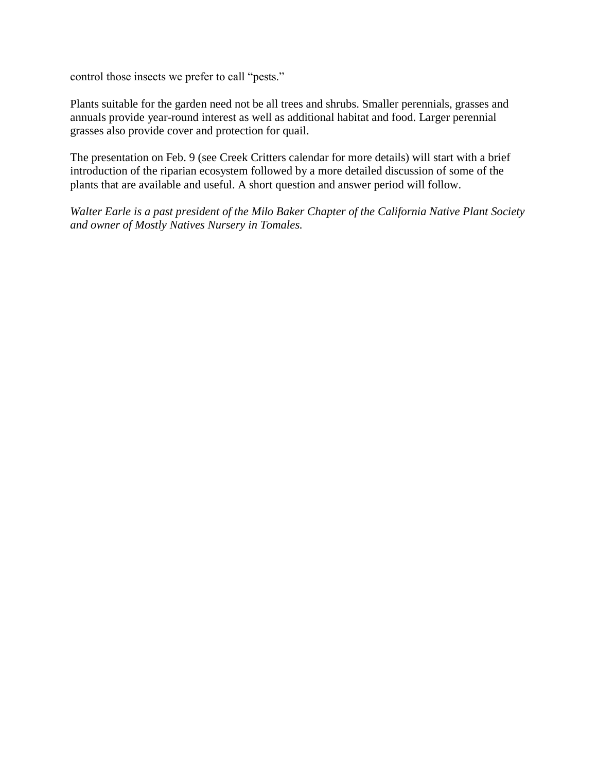control those insects we prefer to call "pests."

Plants suitable for the garden need not be all trees and shrubs. Smaller perennials, grasses and annuals provide year-round interest as well as additional habitat and food. Larger perennial grasses also provide cover and protection for quail.

The presentation on Feb. 9 (see Creek Critters calendar for more details) will start with a brief introduction of the riparian ecosystem followed by a more detailed discussion of some of the plants that are available and useful. A short question and answer period will follow.

*Walter Earle is a past president of the Milo Baker Chapter of the California Native Plant Society and owner of Mostly Natives Nursery in Tomales.*